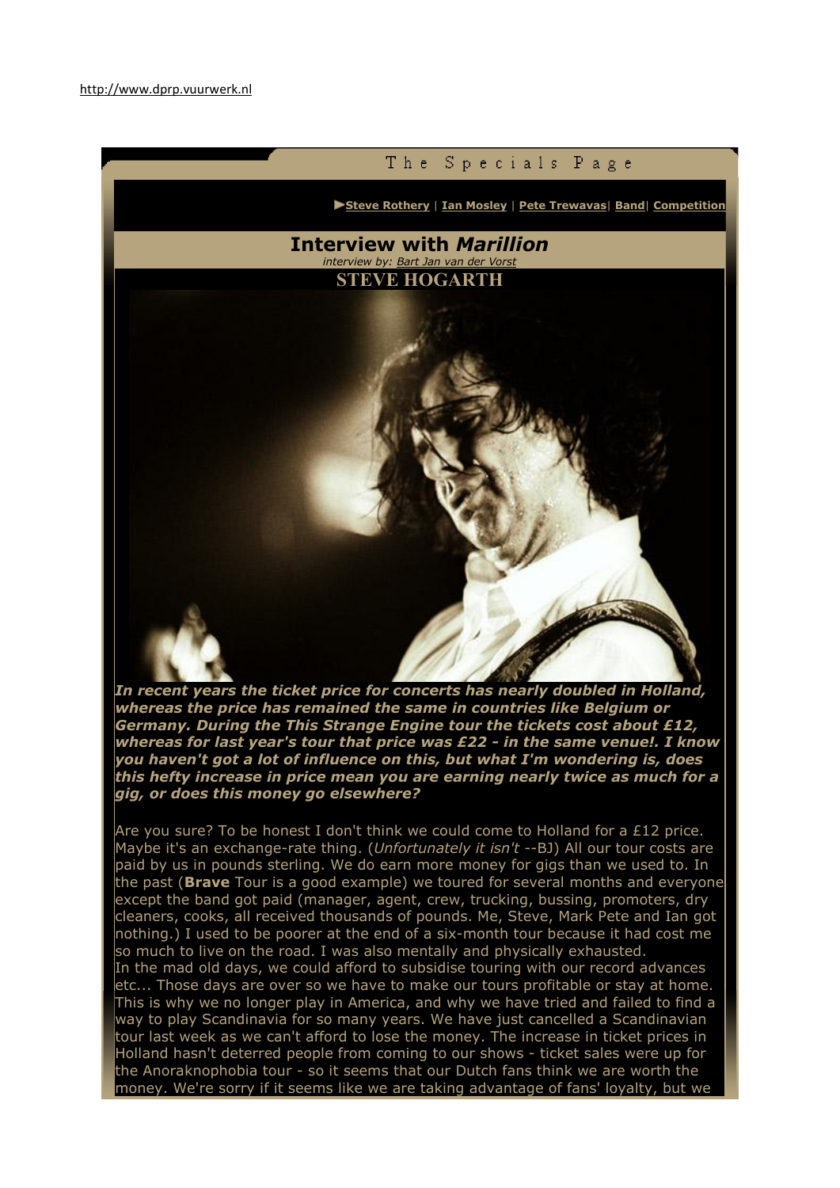http://www.dprp.vuurwerk.nl

The Specials Page

▶Steve Rothery | Ian Mosley | Pete Trewavas| Band| Competition

# Interview with *Marillion*

*interview by: Bart Jan van der Vorst*

## STEVE HOGARTH

***In recent years the ticket price for concerts has nearly doubled in Holland, whereas the price has remained the same in countries like Belgium or Germany. During the This Strange Engine tour the tickets cost about £12, whereas for last year's tour that price was £22 - in the same venue!. I know you haven't got a lot of influence on this, but what I'm wondering is, does this hefty increase in price mean you are earning nearly twice as much for a gig, or does this money go elsewhere?***

Are you sure? To be honest I don't think we could come to Holland for a £12 price. Maybe it's an exchange-rate thing. (*Unfortunately it isn't* --BJ) All our tour costs are paid by us in pounds sterling. We do earn more money for gigs than we used to. In the past (**Brave** Tour is a good example) we toured for several months and everyone except the band got paid (manager, agent, crew, trucking, bussing, promoters, dry cleaners, cooks, all received thousands of pounds. Me, Steve, Mark Pete and Ian got nothing.) I used to be poorer at the end of a six-month tour because it had cost me so much to live on the road. I was also mentally and physically exhausted.
In the mad old days, we could afford to subsidise touring with our record advances etc... Those days are over so we have to make our tours profitable or stay at home. This is why we no longer play in America, and why we have tried and failed to find a way to play Scandinavia for so many years. We have just cancelled a Scandinavian tour last week as we can't afford to lose the money. The increase in ticket prices in Holland hasn't deterred people from coming to our shows - ticket sales were up for the Anoraknophobia tour - so it seems that our Dutch fans think we are worth the money. We're sorry if it seems like we are taking advantage of fans' loyalty, but we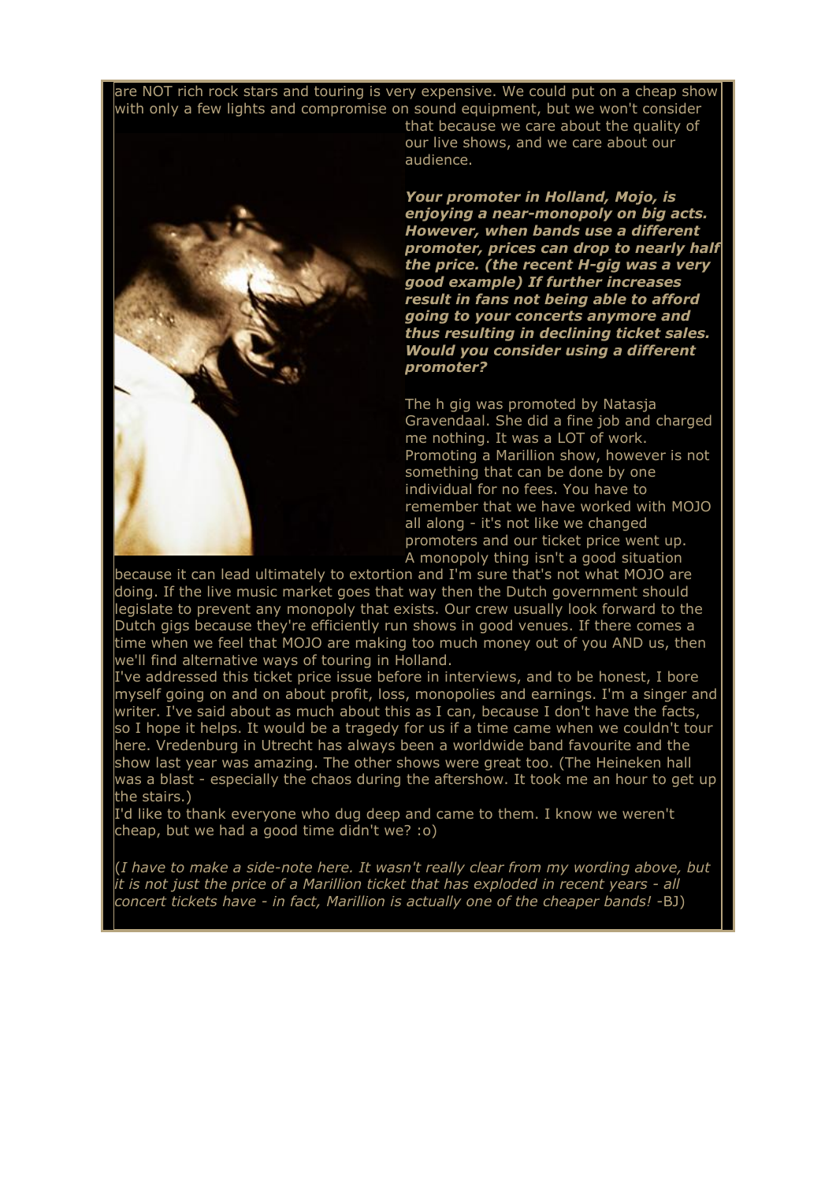are NOT rich rock stars and touring is very expensive. We could put on a cheap show with only a few lights and compromise on sound equipment, but we won't consider that because we care about the quality of our live shows, and we care about our audience.

***Your promoter in Holland, Mojo, is enjoying a near-monopoly on big acts. However, when bands use a different promoter, prices can drop to nearly half the price. (the recent H-gig was a very good example) If further increases result in fans not being able to afford going to your concerts anymore and thus resulting in declining ticket sales. Would you consider using a different promoter?***

The h gig was promoted by Natasja Gravendaal. She did a fine job and charged me nothing. It was a LOT of work. Promoting a Marillion show, however is not something that can be done by one individual for no fees. You have to remember that we have worked with MOJO all along - it's not like we changed promoters and our ticket price went up. A monopoly thing isn't a good situation because it can lead ultimately to extortion and I'm sure that's not what MOJO are doing. If the live music market goes that way then the Dutch government should legislate to prevent any monopoly that exists. Our crew usually look forward to the Dutch gigs because they're efficiently run shows in good venues. If there comes a time when we feel that MOJO are making too much money out of you AND us, then we'll find alternative ways of touring in Holland.
I've addressed this ticket price issue before in interviews, and to be honest, I bore myself going on and on about profit, loss, monopolies and earnings. I'm a singer and writer. I've said about as much about this as I can, because I don't have the facts, so I hope it helps. It would be a tragedy for us if a time came when we couldn't tour here. Vredenburg in Utrecht has always been a worldwide band favourite and the show last year was amazing. The other shows were great too. (The Heineken hall was a blast - especially the chaos during the aftershow. It took me an hour to get up the stairs.)
I'd like to thank everyone who dug deep and came to them. I know we weren't cheap, but we had a good time didn't we? :o)

(*I have to make a side-note here. It wasn't really clear from my wording above, but it is not just the price of a Marillion ticket that has exploded in recent years - all concert tickets have - in fact, Marillion is actually one of the cheaper bands!* -BJ)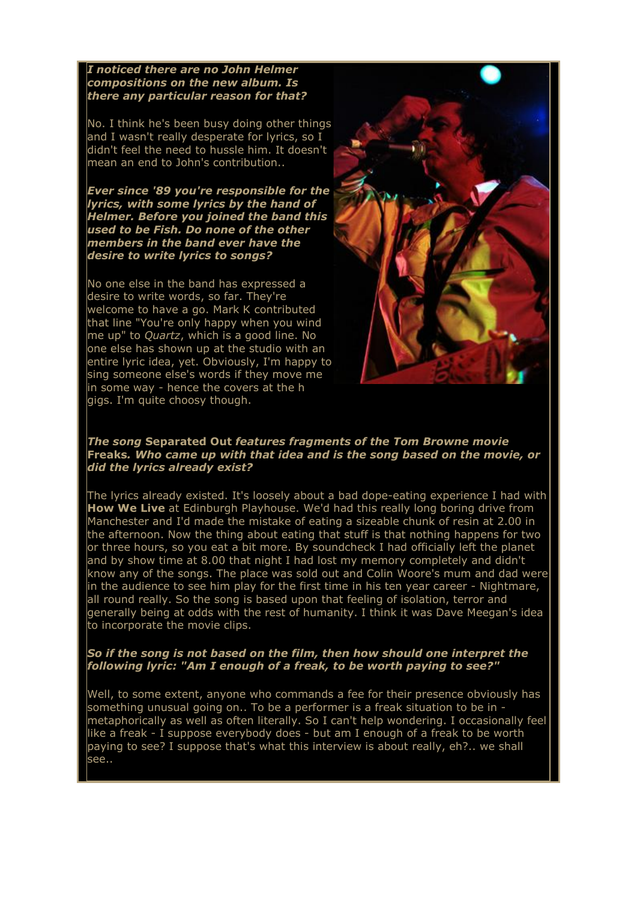***I noticed there are no John Helmer compositions on the new album. Is there any particular reason for that?***

No. I think he's been busy doing other things and I wasn't really desperate for lyrics, so I didn't feel the need to hussle him. It doesn't mean an end to John's contribution..

***Ever since '89 you're responsible for the lyrics, with some lyrics by the hand of Helmer. Before you joined the band this used to be Fish. Do none of the other members in the band ever have the desire to write lyrics to songs?***

No one else in the band has expressed a desire to write words, so far. They're welcome to have a go. Mark K contributed that line "You're only happy when you wind me up" to *Quartz*, which is a good line. No one else has shown up at the studio with an entire lyric idea, yet. Obviously, I'm happy to sing someone else's words if they move me in some way - hence the covers at the h gigs. I'm quite choosy though.

***The song* Separated Out *features fragments of the Tom Browne movie* Freaks*. Who came up with that idea and is the song based on the movie, or did the lyrics already exist?***

The lyrics already existed. It's loosely about a bad dope-eating experience I had with **How We Live** at Edinburgh Playhouse. We'd had this really long boring drive from Manchester and I'd made the mistake of eating a sizeable chunk of resin at 2.00 in the afternoon. Now the thing about eating that stuff is that nothing happens for two or three hours, so you eat a bit more. By soundcheck I had officially left the planet and by show time at 8.00 that night I had lost my memory completely and didn't know any of the songs. The place was sold out and Colin Woore's mum and dad were in the audience to see him play for the first time in his ten year career - Nightmare, all round really. So the song is based upon that feeling of isolation, terror and generally being at odds with the rest of humanity. I think it was Dave Meegan's idea to incorporate the movie clips.

***So if the song is not based on the film, then how should one interpret the following lyric: "Am I enough of a freak, to be worth paying to see?"***

Well, to some extent, anyone who commands a fee for their presence obviously has something unusual going on.. To be a performer is a freak situation to be in - metaphorically as well as often literally. So I can't help wondering. I occasionally feel like a freak - I suppose everybody does - but am I enough of a freak to be worth paying to see? I suppose that's what this interview is about really, eh?.. we shall see..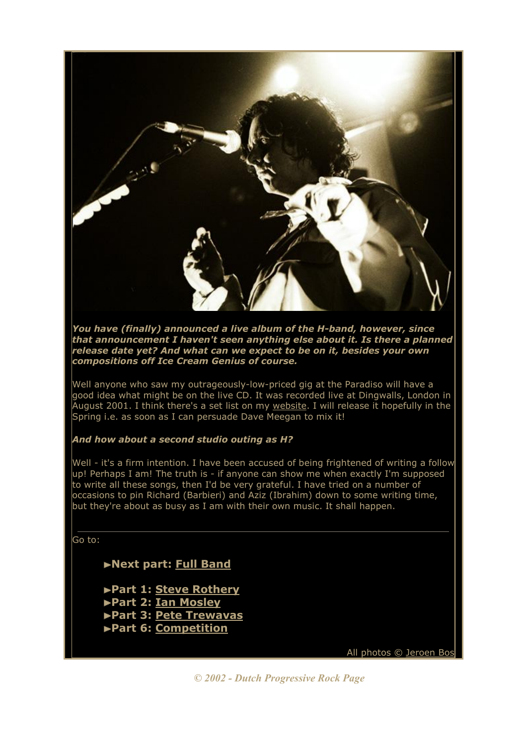***You have (finally) announced a live album of the H-band, however, since that announcement I haven't seen anything else about it. Is there a planned release date yet? And what can we expect to be on it, besides your own compositions off Ice Cream Genius of course.***

Well anyone who saw my outrageously-low-priced gig at the Paradiso will have a good idea what might be on the live CD. It was recorded live at Dingwalls, London in August 2001. I think there's a set list on my website. I will release it hopefully in the Spring i.e. as soon as I can persuade Dave Meegan to mix it!

***And how about a second studio outing as H?***

Well - it's a firm intention. I have been accused of being frightened of writing a follow up! Perhaps I am! The truth is - if anyone can show me when exactly I'm supposed to write all these songs, then I'd be very grateful. I have tried on a number of occasions to pin Richard (Barbieri) and Aziz (Ibrahim) down to some writing time, but they're about as busy as I am with their own music. It shall happen.

---

Go to:

- ►**Next part: Full Band**

- ►**Part 1: Steve Rothery**
- ►**Part 2: Ian Mosley**
- ►**Part 3: Pete Trewavas**
- ►**Part 6: Competition**

All photos © Jeroen Bos

*© 2002 - Dutch Progressive Rock Page*